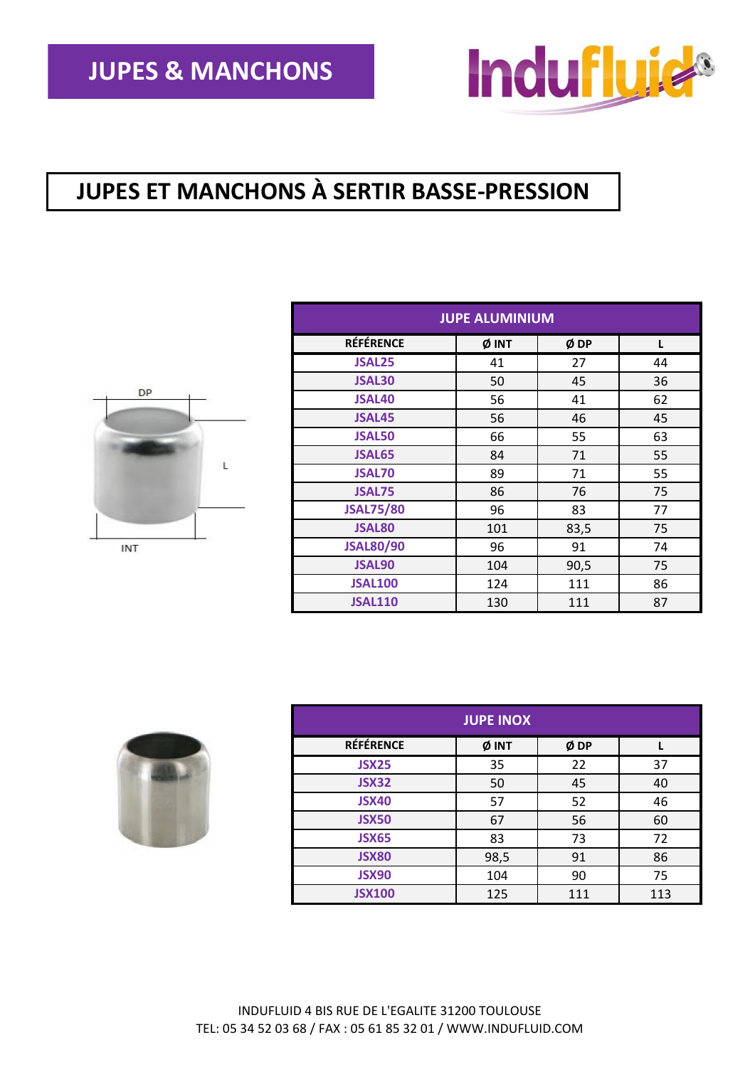# JUPES & MANCHONS

## JUPES ET MANCHONS À SERTIR BASSE-PRESSION

DP

L

INT

| JUPE ALUMINIUM | | | |
|---|---|---|---|
| **RÉFÉRENCE** | **Ø INT** | **Ø DP** | **L** |
| **JSAL25** | 41 | 27 | 44 |
| **JSAL30** | 50 | 45 | 36 |
| **JSAL40** | 56 | 41 | 62 |
| **JSAL45** | 56 | 46 | 45 |
| **JSAL50** | 66 | 55 | 63 |
| **JSAL65** | 84 | 71 | 55 |
| **JSAL70** | 89 | 71 | 55 |
| **JSAL75** | 86 | 76 | 75 |
| **JSAL75/80** | 96 | 83 | 77 |
| **JSAL80** | 101 | 83,5 | 75 |
| **JSAL80/90** | 96 | 91 | 74 |
| **JSAL90** | 104 | 90,5 | 75 |
| **JSAL100** | 124 | 111 | 86 |
| **JSAL110** | 130 | 111 | 87 |

| JUPE INOX | | | |
|---|---|---|---|
| **RÉFÉRENCE** | **Ø INT** | **Ø DP** | **L** |
| **JSX25** | 35 | 22 | 37 |
| **JSX32** | 50 | 45 | 40 |
| **JSX40** | 57 | 52 | 46 |
| **JSX50** | 67 | 56 | 60 |
| **JSX65** | 83 | 73 | 72 |
| **JSX80** | 98,5 | 91 | 86 |
| **JSX90** | 104 | 90 | 75 |
| **JSX100** | 125 | 111 | 113 |

INDUFLUID 4 BIS RUE DE L'EGALITE 31200 TOULOUSE
TEL: 05 34 52 03 68 / FAX : 05 61 85 32 01 / WWW.INDUFLUID.COM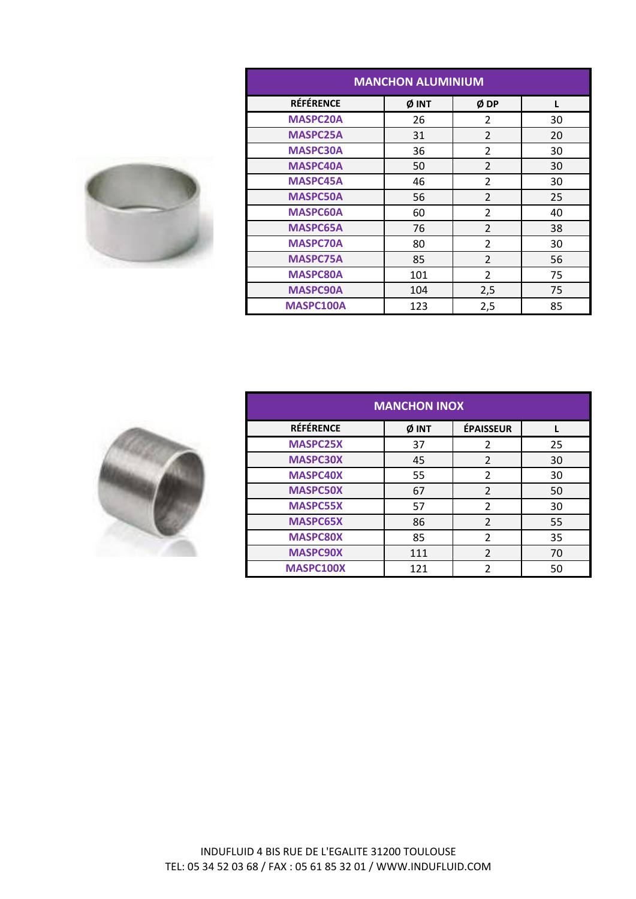| MANCHON ALUMINIUM | | | |
|---|---|---|---|
| RÉFÉRENCE | Ø INT | Ø DP | L |
| MASPC20A | 26 | 2 | 30 |
| MASPC25A | 31 | 2 | 20 |
| MASPC30A | 36 | 2 | 30 |
| MASPC40A | 50 | 2 | 30 |
| MASPC45A | 46 | 2 | 30 |
| MASPC50A | 56 | 2 | 25 |
| MASPC60A | 60 | 2 | 40 |
| MASPC65A | 76 | 2 | 38 |
| MASPC70A | 80 | 2 | 30 |
| MASPC75A | 85 | 2 | 56 |
| MASPC80A | 101 | 2 | 75 |
| MASPC90A | 104 | 2,5 | 75 |
| MASPC100A | 123 | 2,5 | 85 |

| MANCHON INOX | | | |
|---|---|---|---|
| RÉFÉRENCE | Ø INT | ÉPAISSEUR | L |
| MASPC25X | 37 | 2 | 25 |
| MASPC30X | 45 | 2 | 30 |
| MASPC40X | 55 | 2 | 30 |
| MASPC50X | 67 | 2 | 50 |
| MASPC55X | 57 | 2 | 30 |
| MASPC65X | 86 | 2 | 55 |
| MASPC80X | 85 | 2 | 35 |
| MASPC90X | 111 | 2 | 70 |
| MASPC100X | 121 | 2 | 50 |

INDUFLUID 4 BIS RUE DE L'EGALITE 31200 TOULOUSE
TEL: 05 34 52 03 68 / FAX : 05 61 85 32 01 / WWW.INDUFLUID.COM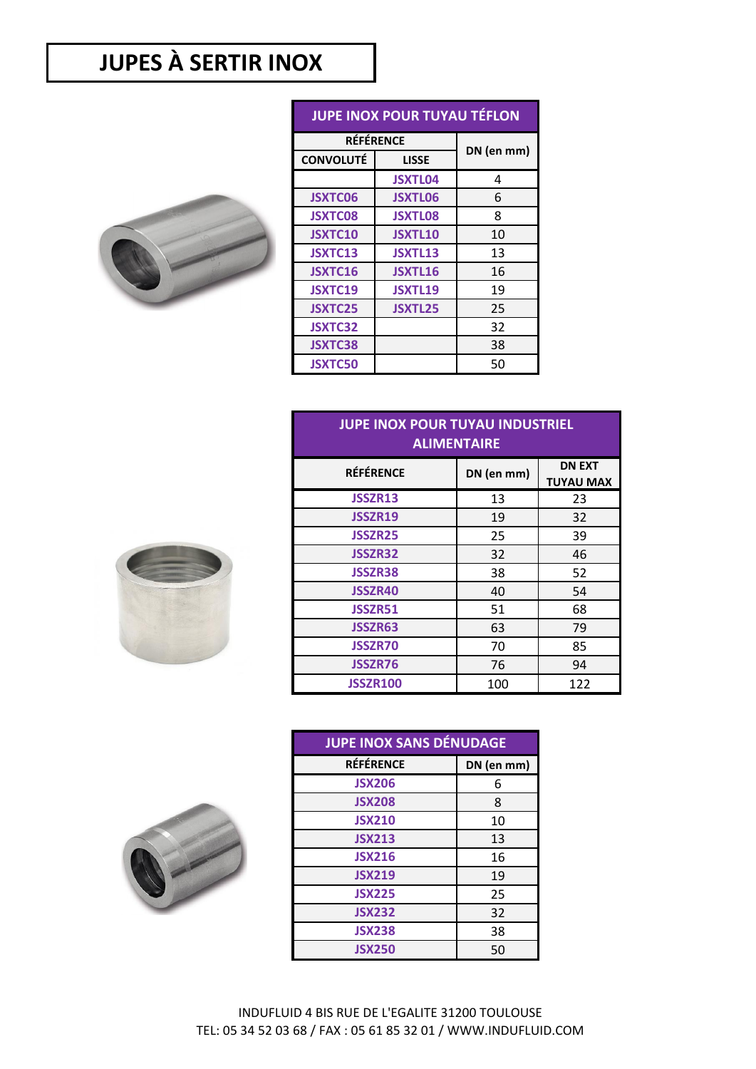# JUPES À SERTIR INOX

| JUPE INOX POUR TUYAU TÉFLON | | |
|---|---|---|
| RÉFÉRENCE | | DN (en mm) |
| CONVOLUTÉ | LISSE | |
| | JSXTL04 | 4 |
| JSXTC06 | JSXTL06 | 6 |
| JSXTC08 | JSXTL08 | 8 |
| JSXTC10 | JSXTL10 | 10 |
| JSXTC13 | JSXTL13 | 13 |
| JSXTC16 | JSXTL16 | 16 |
| JSXTC19 | JSXTL19 | 19 |
| JSXTC25 | JSXTL25 | 25 |
| JSXTC32 | | 32 |
| JSXTC38 | | 38 |
| JSXTC50 | | 50 |

| JUPE INOX POUR TUYAU INDUSTRIEL ALIMENTAIRE | | |
|---|---|---|
| RÉFÉRENCE | DN (en mm) | DN EXT TUYAU MAX |
| JSSZR13 | 13 | 23 |
| JSSZR19 | 19 | 32 |
| JSSZR25 | 25 | 39 |
| JSSZR32 | 32 | 46 |
| JSSZR38 | 38 | 52 |
| JSSZR40 | 40 | 54 |
| JSSZR51 | 51 | 68 |
| JSSZR63 | 63 | 79 |
| JSSZR70 | 70 | 85 |
| JSSZR76 | 76 | 94 |
| JSSZR100 | 100 | 122 |

| JUPE INOX SANS DÉNUDAGE | |
|---|---|
| RÉFÉRENCE | DN (en mm) |
| JSX206 | 6 |
| JSX208 | 8 |
| JSX210 | 10 |
| JSX213 | 13 |
| JSX216 | 16 |
| JSX219 | 19 |
| JSX225 | 25 |
| JSX232 | 32 |
| JSX238 | 38 |
| JSX250 | 50 |

INDUFLUID 4 BIS RUE DE L'EGALITE 31200 TOULOUSE
TEL: 05 34 52 03 68 / FAX : 05 61 85 32 01 / WWW.INDUFLUID.COM